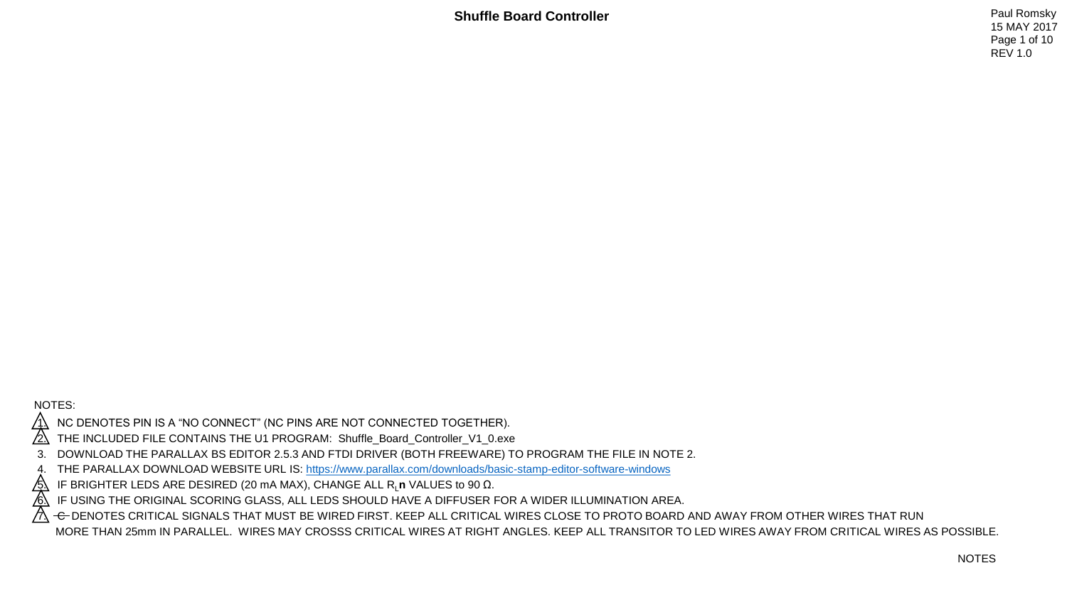# Shuffle Board Controller

Paul Romsky
15 MAY 2017
REV 1.0

NOTES:

1. NC DENOTES PIN IS A "NO CONNECT" (NC PINS ARE NOT CONNECTED TOGETHER).
2. THE INCLUDED FILE CONTAINS THE U1 PROGRAM: Shuffle_Board_Controller_V1_0.exe
3. DOWNLOAD THE PARALLAX BS EDITOR 2.5.3 AND FTDI DRIVER (BOTH FREEWARE) TO PROGRAM THE FILE IN NOTE 2.
4. THE PARALLAX DOWNLOAD WEBSITE URL IS: https://www.parallax.com/downloads/basic-stamp-editor-software-windows
5. IF BRIGHTER LEDS ARE DESIRED (20 mA MAX), CHANGE ALL $R_L$**n** VALUES to 90 Ω.
6. IF USING THE ORIGINAL SCORING GLASS, ALL LEDS SHOULD HAVE A DIFFUSER FOR A WIDER ILLUMINATION AREA.
7. ~~C~~ DENOTES CRITICAL SIGNALS THAT MUST BE WIRED FIRST. KEEP ALL CRITICAL WIRES CLOSE TO PROTO BOARD AND AWAY FROM OTHER WIRES THAT RUN MORE THAN 25mm IN PARALLEL. WIRES MAY CROSSS CRITICAL WIRES AT RIGHT ANGLES. KEEP ALL TRANSITOR TO LED WIRES AWAY FROM CRITICAL WIRES AS POSSIBLE.

NOTES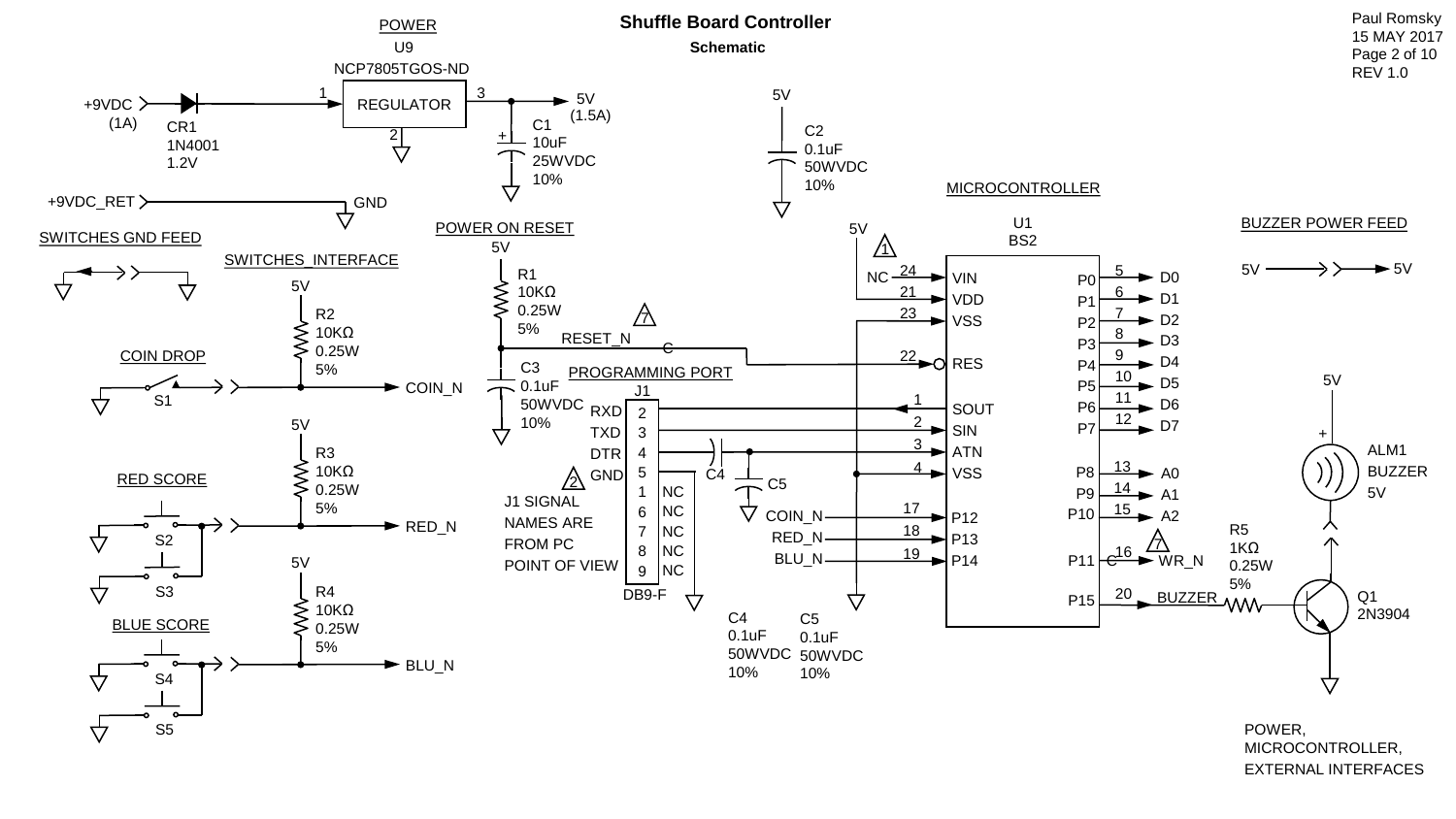# Shuffle Board Controller

**Schematic**

Paul Romsky
15 MAY 2017
REV 1.0

## POWER

U9
NCP7805TGOS-ND
REGULATOR (pins 1, 2, 3)

+9VDC (1A) → CR1 1N4001 1.2V → REGULATOR → 5V (1.5A)

C1 10uF 25WVDC 10%

C2 0.1uF 50WVDC 10%

+9VDC_RET → GND

## SWITCHES GND FEED

## SWITCHES_INTERFACE

**COIN DROP**
S1 → COIN_N
R2 10KΩ 0.25W 5% (to 5V)

**RED SCORE**
S2, S3 → RED_N
R3 10KΩ 0.25W 5% (to 5V)

**BLUE SCORE**
S4, S5 → BLU_N
R4 10KΩ 0.25W 5% (to 5V)

## POWER ON RESET

5V
R1 10KΩ 0.25W 5%
RESET_N
C3 0.1uF 50WVDC 10%

## PROGRAMMING PORT

J1 (DB9-F)

| Signal | Pin |
|---|---|
| RXD | 2 |
| TXD | 3 |
| DTR | 4 |
| GND | 5 |
| NC | 1 |
| NC | 6 |
| NC | 7 |
| NC | 8 |
| NC | 9 |

J1 SIGNAL NAMES ARE FROM PC POINT OF VIEW

C4 0.1uF 50WVDC 10%

C5 0.1uF 50WVDC 10%

## MICROCONTROLLER

U1
BS2

| Pin | Name | Signal |
|---|---|---|
| 24 | VIN | NC |
| 21 | VDD | 5V |
| 23 | VSS | |
| 22 | RES | RESET_N |
| 1 | SOUT | |
| 2 | SIN | |
| 3 | ATN | |
| 4 | VSS | |
| 17 | P12 | COIN_N |
| 18 | P13 | RED_N |
| 19 | P14 | BLU_N |
| 5 | P0 | D0 |
| 6 | P1 | D1 |
| 7 | P2 | D2 |
| 8 | P3 | D3 |
| 9 | P4 | D4 |
| 10 | P5 | D5 |
| 11 | P6 | D6 |
| 12 | P7 | D7 |
| 13 | P8 | A0 |
| 14 | P9 | A1 |
| 15 | P10 | A2 |
| 16 | P11 | WR_N |
| 20 | P15 | BUZZER |

## BUZZER POWER FEED

5V → 5V

ALM1 BUZZER 5V

R5 1KΩ 0.25W 5%

Q1 2N3904

POWER, MICROCONTROLLER, EXTERNAL INTERFACES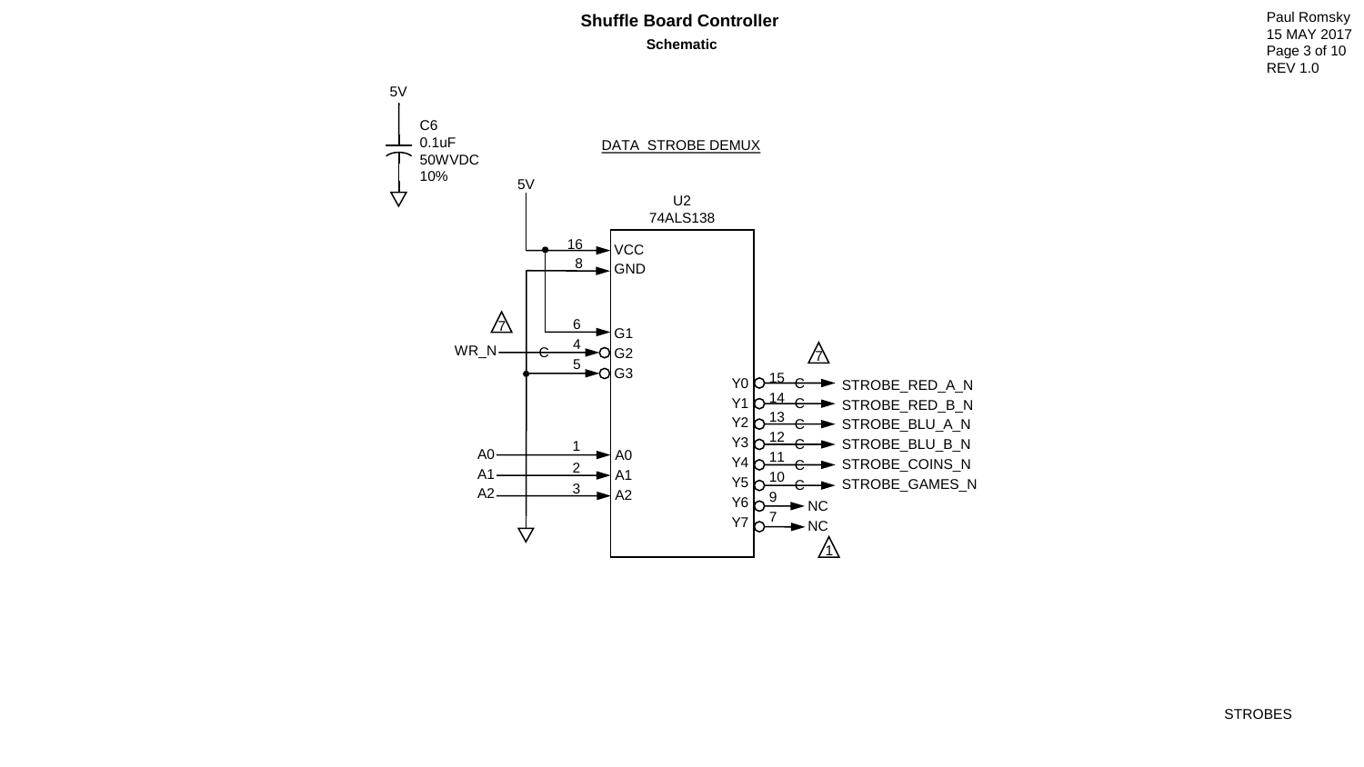# Shuffle Board Controller

## Schematic

Paul Romsky
15 MAY 2017
REV 1.0

C6
0.1uF
50WVDC
10%

5V

**DATA STROBE DEMUX**

U2
74ALS138

| Signal | Pin | U2 Pin Name |
|---|---|---|
| 5V | 16 | VCC |
| GND | 8 | GND |
| 5V | 6 | G1 |
| WR_N | 4 | G2 (active low) |
| GND | 5 | G3 (active low) |
| A0 | 1 | A0 |
| A1 | 2 | A1 |
| A2 | 3 | A2 |

| U2 Pin Name | Pin | Signal |
|---|---|---|
| Y0 | 15 | STROBE_RED_A_N |
| Y1 | 14 | STROBE_RED_B_N |
| Y2 | 13 | STROBE_BLU_A_N |
| Y3 | 12 | STROBE_BLU_B_N |
| Y4 | 11 | STROBE_COINS_N |
| Y5 | 10 | STROBE_GAMES_N |
| Y6 | 9 | NC |
| Y7 | 7 | NC |

STROBES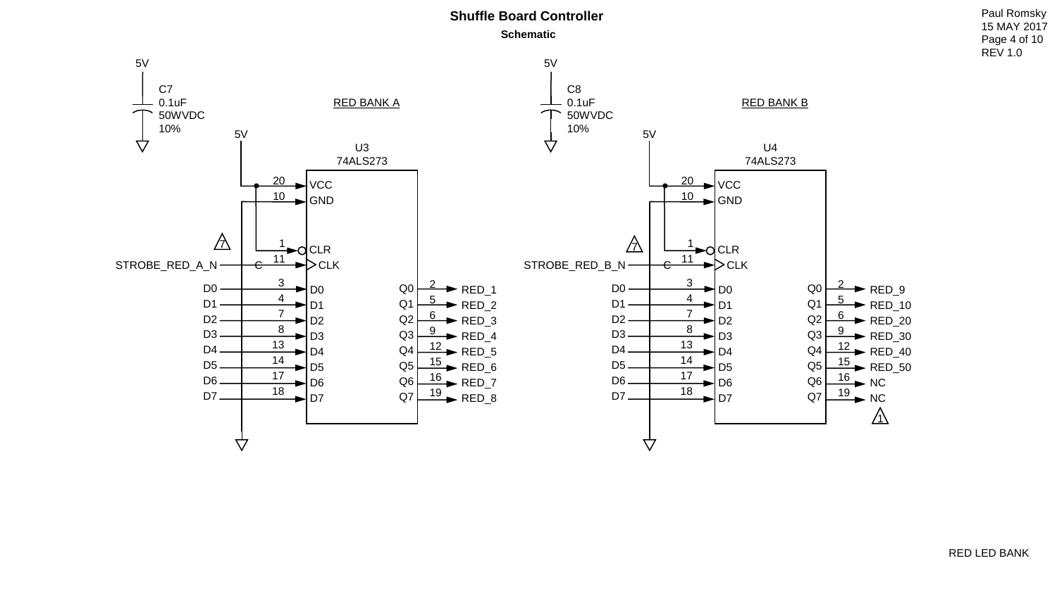# Shuffle Board Controller

## Schematic

Paul Romsky
15 MAY 2017
REV 1.0

### RED BANK A

C7: 0.1uF, 50WVDC, 10% (5V to GND)

U3 — 74ALS273

| Signal | Pin | Pin Name |
| --- | --- | --- |
| 5V | 20 | VCC |
| GND | 10 | GND |
| 5V | 1 | CLR (active low) |
| STROBE_RED_A_N | 11 | CLK |
| D0 | 3 | D0 |
| D1 | 4 | D1 |
| D2 | 7 | D2 |
| D3 | 8 | D3 |
| D4 | 13 | D4 |
| D5 | 14 | D5 |
| D6 | 17 | D6 |
| D7 | 18 | D7 |

| Pin Name | Pin | Signal |
| --- | --- | --- |
| Q0 | 2 | RED_1 |
| Q1 | 5 | RED_2 |
| Q2 | 6 | RED_3 |
| Q3 | 9 | RED_4 |
| Q4 | 12 | RED_5 |
| Q5 | 15 | RED_6 |
| Q6 | 16 | RED_7 |
| Q7 | 19 | RED_8 |

Note 7

### RED BANK B

C8: 0.1uF, 50WVDC, 10% (5V to GND)

U4 — 74ALS273

| Signal | Pin | Pin Name |
| --- | --- | --- |
| 5V | 20 | VCC |
| GND | 10 | GND |
| 5V | 1 | CLR (active low) |
| STROBE_RED_B_N | 11 | CLK |
| D0 | 3 | D0 |
| D1 | 4 | D1 |
| D2 | 7 | D2 |
| D3 | 8 | D3 |
| D4 | 13 | D4 |
| D5 | 14 | D5 |
| D6 | 17 | D6 |
| D7 | 18 | D7 |

| Pin Name | Pin | Signal |
| --- | --- | --- |
| Q0 | 2 | RED_9 |
| Q1 | 5 | RED_10 |
| Q2 | 6 | RED_20 |
| Q3 | 9 | RED_30 |
| Q4 | 12 | RED_40 |
| Q5 | 15 | RED_50 |
| Q6 | 16 | NC |
| Q7 | 19 | NC |

Note 7, Note 1

RED LED BANK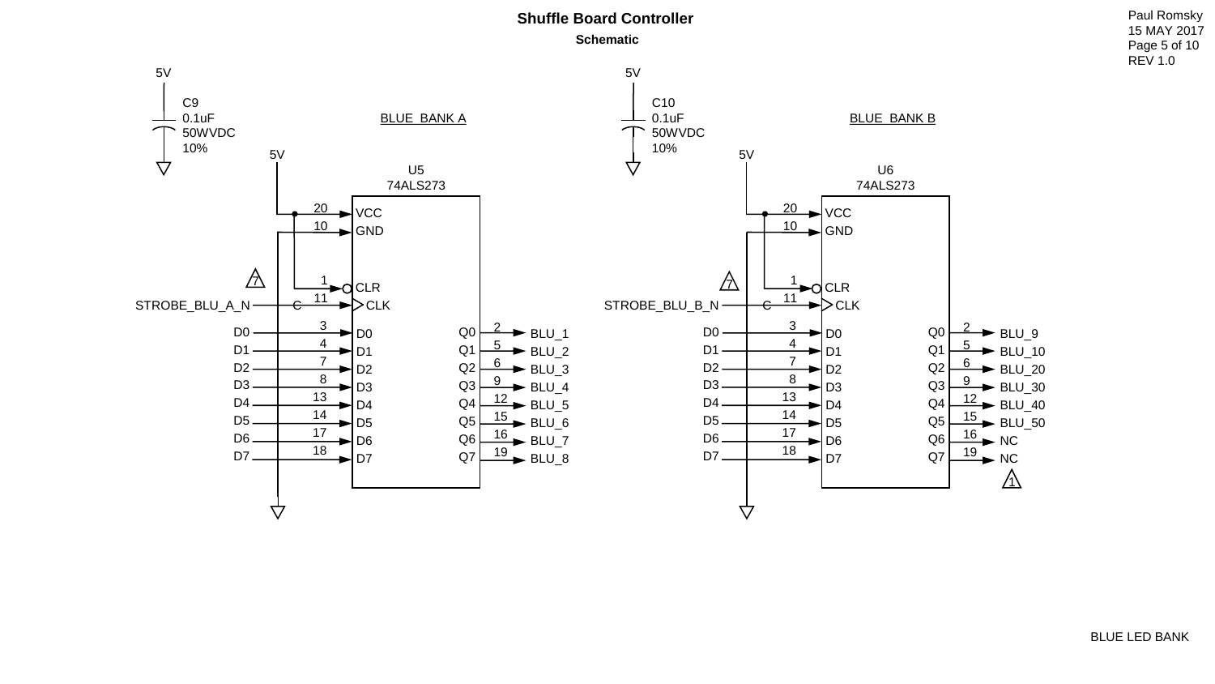# Shuffle Board Controller

## Schematic

Paul Romsky
15 MAY 2017
REV 1.0

### BLUE_BANK A

C9
0.1uF
50WVDC
10%

U5
74ALS273

| Pin | Signal | Pin | Output |
|---|---|---|---|
| 20 | VCC (5V) | | |
| 10 | GND | | |
| 1 | CLR (5V) | | |
| 11 | CLK (STROBE_BLU_A_N) | | |
| 3 | D0 (D0) | 2 | Q0 → BLU_1 |
| 4 | D1 (D1) | 5 | Q1 → BLU_2 |
| 7 | D2 (D2) | 6 | Q2 → BLU_3 |
| 8 | D3 (D3) | 9 | Q3 → BLU_4 |
| 13 | D4 (D4) | 12 | Q4 → BLU_5 |
| 14 | D5 (D5) | 15 | Q5 → BLU_6 |
| 17 | D6 (D6) | 16 | Q6 → BLU_7 |
| 18 | D7 (D7) | 19 | Q7 → BLU_8 |

### BLUE_BANK B

C10
0.1uF
50WVDC
10%

U6
74ALS273

| Pin | Signal | Pin | Output |
|---|---|---|---|
| 20 | VCC (5V) | | |
| 10 | GND | | |
| 1 | CLR (5V) | | |
| 11 | CLK (STROBE_BLU_B_N) | | |
| 3 | D0 (D0) | 2 | Q0 → BLU_9 |
| 4 | D1 (D1) | 5 | Q1 → BLU_10 |
| 7 | D2 (D2) | 6 | Q2 → BLU_20 |
| 8 | D3 (D3) | 9 | Q3 → BLU_30 |
| 13 | D4 (D4) | 12 | Q4 → BLU_40 |
| 14 | D5 (D5) | 15 | Q5 → BLU_50 |
| 17 | D6 (D6) | 16 | Q6 → NC |
| 18 | D7 (D7) | 19 | Q7 → NC |

BLUE LED BANK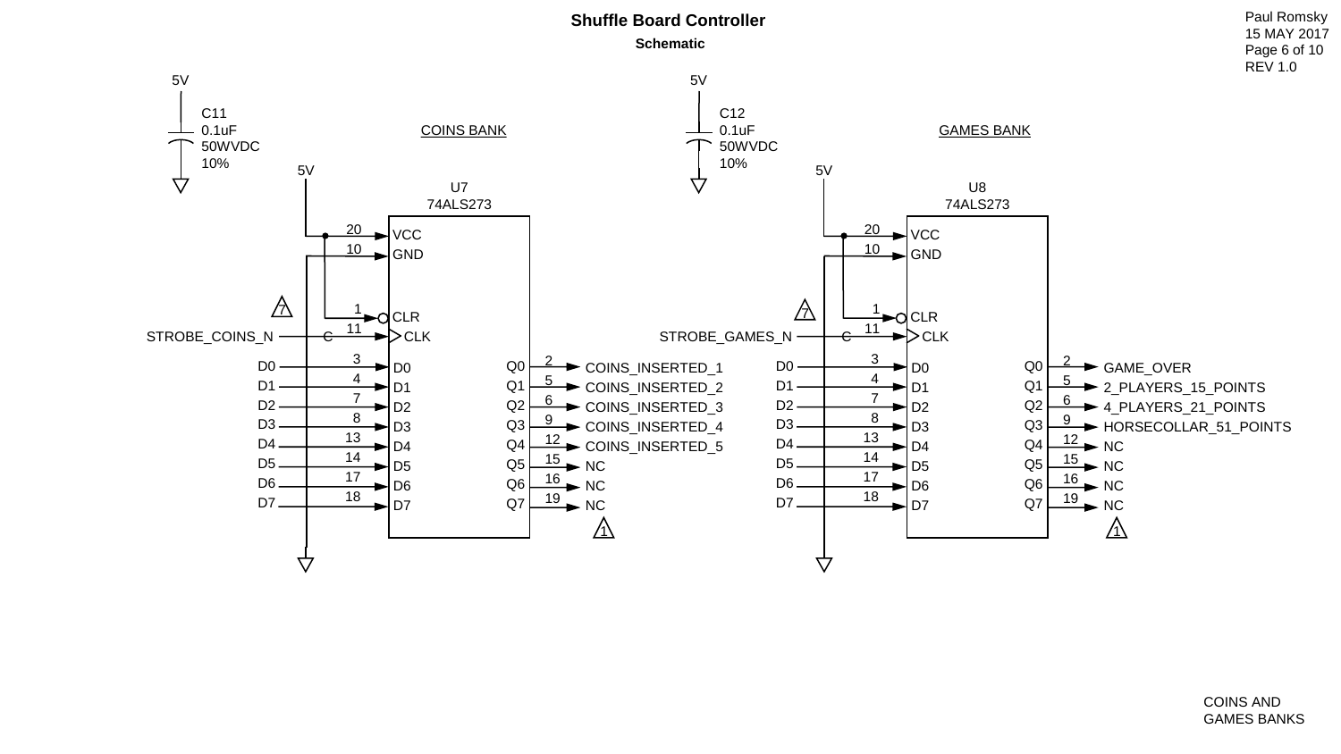# Shuffle Board Controller

## Schematic

Paul Romsky
15 MAY 2017
REV 1.0

### COINS BANK

C11 0.1uF 50WVDC 10% (5V to ground)

U7 74ALS273

| Signal | Pin | Pin Name |
|---|---|---|
| 5V | 20 | VCC |
| GND | 10 | GND |
| 5V | 1 | CLR (active low) |
| STROBE_COINS_N | 11 | CLK |
| D0 | 3 | D0 |
| D1 | 4 | D1 |
| D2 | 7 | D2 |
| D3 | 8 | D3 |
| D4 | 13 | D4 |
| D5 | 14 | D5 |
| D6 | 17 | D6 |
| D7 | 18 | D7 |

| Pin Name | Pin | Signal |
|---|---|---|
| Q0 | 2 | COINS_INSERTED_1 |
| Q1 | 5 | COINS_INSERTED_2 |
| Q2 | 6 | COINS_INSERTED_3 |
| Q3 | 9 | COINS_INSERTED_4 |
| Q4 | 12 | COINS_INSERTED_5 |
| Q5 | 15 | NC |
| Q6 | 16 | NC |
| Q7 | 19 | NC |

Notes: 7 (CLR), 1 (NC outputs)

### GAMES BANK

C12 0.1uF 50WVDC 10% (5V to ground)

U8 74ALS273

| Signal | Pin | Pin Name |
|---|---|---|
| 5V | 20 | VCC |
| GND | 10 | GND |
| 5V | 1 | CLR (active low) |
| STROBE_GAMES_N | 11 | CLK |
| D0 | 3 | D0 |
| D1 | 4 | D1 |
| D2 | 7 | D2 |
| D3 | 8 | D3 |
| D4 | 13 | D4 |
| D5 | 14 | D5 |
| D6 | 17 | D6 |
| D7 | 18 | D7 |

| Pin Name | Pin | Signal |
|---|---|---|
| Q0 | 2 | GAME_OVER |
| Q1 | 5 | 2_PLAYERS_15_POINTS |
| Q2 | 6 | 4_PLAYERS_21_POINTS |
| Q3 | 9 | HORSECOLLAR_51_POINTS |
| Q4 | 12 | NC |
| Q5 | 15 | NC |
| Q6 | 16 | NC |
| Q7 | 19 | NC |

Notes: 7 (CLR), 1 (NC outputs)

COINS AND GAMES BANKS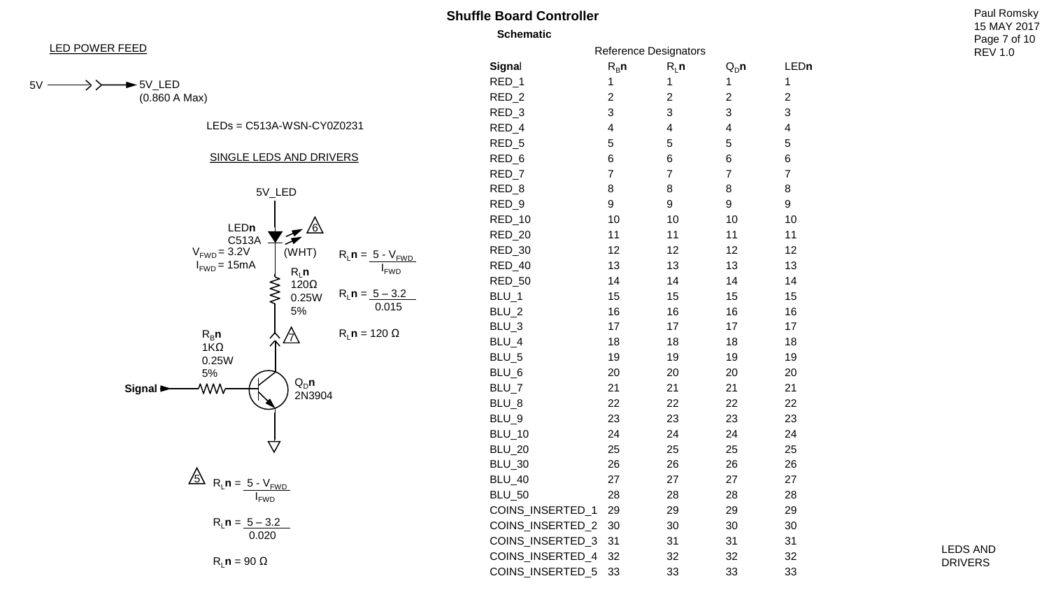# Shuffle Board Controller

## Schematic

Paul Romsky
15 MAY 2017
REV 1.0

### LED POWER FEED

5V → 5V_LED (0.860 A Max)

LEDs = C513A-WSN-CY0Z0231

### SINGLE LEDS AND DRIVERS

5V_LED

LED**n** C513A (WHT) 6

$V_{FWD}$ = 3.2V
$I_{FWD}$ = 15mA

$R_L$**n** 120Ω 0.25W 5%

$R_L$**n** = $\frac{5 - V_{FWD}}{I_{FWD}}$

$R_L$**n** = $\frac{5 - 3.2}{0.015}$

$R_L$**n** = 120 Ω

7

$R_B$**n** 1KΩ 0.25W 5%

**Signal** →

$Q_D$**n** 2N3904

5 $R_L$**n** = $\frac{5 - V_{FWD}}{I_{FWD}}$

$R_L$**n** = $\frac{5 - 3.2}{0.020}$

$R_L$**n** = 90 Ω

Reference Designators

| Signal | $R_B$n | $R_L$n | $Q_D$n | LEDn |
|---|---|---|---|---|
| RED_1 | 1 | 1 | 1 | 1 |
| RED_2 | 2 | 2 | 2 | 2 |
| RED_3 | 3 | 3 | 3 | 3 |
| RED_4 | 4 | 4 | 4 | 4 |
| RED_5 | 5 | 5 | 5 | 5 |
| RED_6 | 6 | 6 | 6 | 6 |
| RED_7 | 7 | 7 | 7 | 7 |
| RED_8 | 8 | 8 | 8 | 8 |
| RED_9 | 9 | 9 | 9 | 9 |
| RED_10 | 10 | 10 | 10 | 10 |
| RED_20 | 11 | 11 | 11 | 11 |
| RED_30 | 12 | 12 | 12 | 12 |
| RED_40 | 13 | 13 | 13 | 13 |
| RED_50 | 14 | 14 | 14 | 14 |
| BLU_1 | 15 | 15 | 15 | 15 |
| BLU_2 | 16 | 16 | 16 | 16 |
| BLU_3 | 17 | 17 | 17 | 17 |
| BLU_4 | 18 | 18 | 18 | 18 |
| BLU_5 | 19 | 19 | 19 | 19 |
| BLU_6 | 20 | 20 | 20 | 20 |
| BLU_7 | 21 | 21 | 21 | 21 |
| BLU_8 | 22 | 22 | 22 | 22 |
| BLU_9 | 23 | 23 | 23 | 23 |
| BLU_10 | 24 | 24 | 24 | 24 |
| BLU_20 | 25 | 25 | 25 | 25 |
| BLU_30 | 26 | 26 | 26 | 26 |
| BLU_40 | 27 | 27 | 27 | 27 |
| BLU_50 | 28 | 28 | 28 | 28 |
| COINS_INSERTED_1 | 29 | 29 | 29 | 29 |
| COINS_INSERTED_2 | 30 | 30 | 30 | 30 |
| COINS_INSERTED_3 | 31 | 31 | 31 | 31 |
| COINS_INSERTED_4 | 32 | 32 | 32 | 32 |
| COINS_INSERTED_5 | 33 | 33 | 33 | 33 |

LEDS AND DRIVERS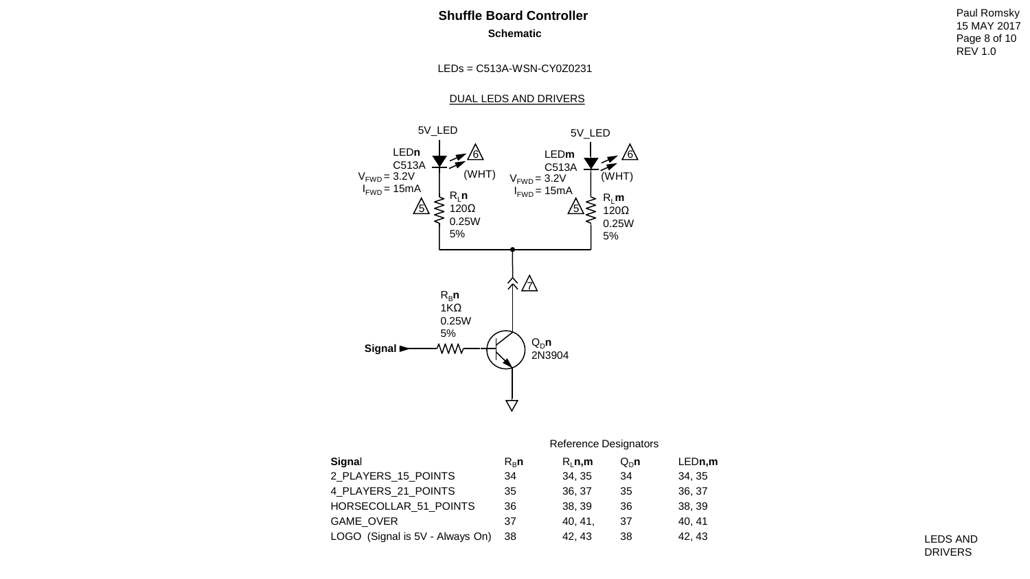# Shuffle Board Controller

## Schematic

Paul Romsky
15 MAY 2017
REV 1.0

LEDs = C513A-WSN-CY0Z0231

DUAL LEDS AND DRIVERS

5V_LED

LED**n**
C513A
$V_{FWD}$ = 3.2V
$I_{FWD}$ = 15mA
(WHT)
6

5V_LED

LED**m**
C513A
$V_{FWD}$ = 3.2V
$I_{FWD}$ = 15mA
(WHT)
6

$R_L$**n**
120Ω
0.25W
5%
5

$R_L$**m**
120Ω
0.25W
5%
5

7

$R_B$**n**
1KΩ
0.25W
5%

**Signal**

$Q_D$**n**
2N3904

Reference Designators

| **Signa**l | $R_B$**n** | $R_L$**n,m** | $Q_D$**n** | LED**n,m** |
|---|---|---|---|---|
| 2_PLAYERS_15_POINTS | 34 | 34, 35 | 34 | 34, 35 |
| 4_PLAYERS_21_POINTS | 35 | 36, 37 | 35 | 36, 37 |
| HORSECOLLAR_51_POINTS | 36 | 38, 39 | 36 | 38, 39 |
| GAME_OVER | 37 | 40, 41, | 37 | 40, 41 |
| LOGO (Signal is 5V - Always On) | 38 | 42, 43 | 38 | 42, 43 |

LEDS AND DRIVERS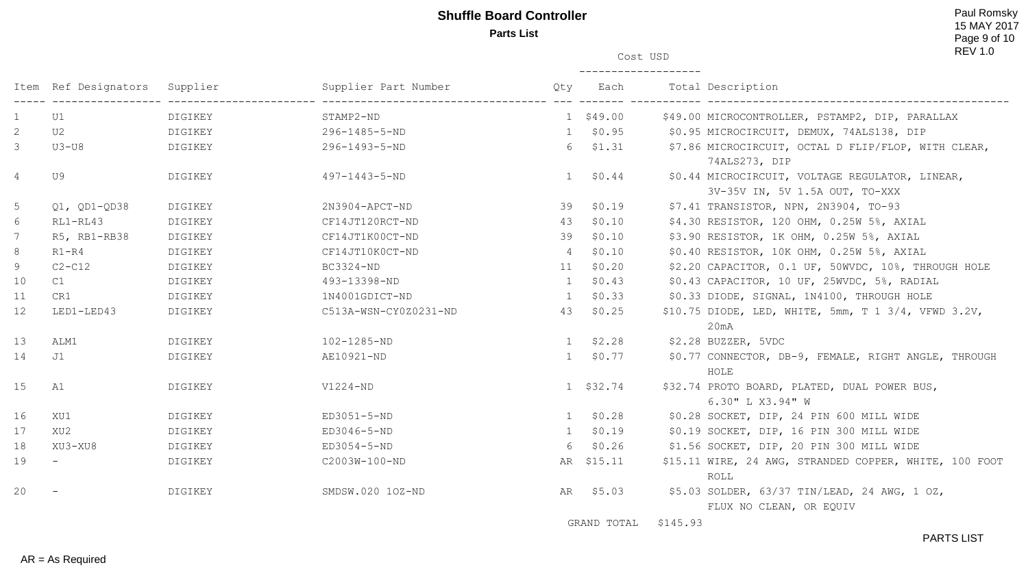# Shuffle Board Controller

## Parts List

Paul Romsky
15 MAY 2017
REV 1.0

| Item | Ref Designators | Supplier | Supplier Part Number | Qty | Cost USD Each | Cost USD Total | Description |
|---|---|---|---|---|---|---|---|
| 1 | U1 | DIGIKEY | STAMP2-ND | 1 | $49.00 | $49.00 | MICROCONTROLLER, PSTAMP2, DIP, PARALLAX |
| 2 | U2 | DIGIKEY | 296-1485-5-ND | 1 | $0.95 | $0.95 | MICROCIRCUIT, DEMUX, 74ALS138, DIP |
| 3 | U3-U8 | DIGIKEY | 296-1493-5-ND | 6 | $1.31 | $7.86 | MICROCIRCUIT, OCTAL D FLIP/FLOP, WITH CLEAR, 74ALS273, DIP |
| 4 | U9 | DIGIKEY | 497-1443-5-ND | 1 | $0.44 | $0.44 | MICROCIRCUIT, VOLTAGE REGULATOR, LINEAR, 3V-35V IN, 5V 1.5A OUT, TO-XXX |
| 5 | Q1, QD1-QD38 | DIGIKEY | 2N3904-APCT-ND | 39 | $0.19 | $7.41 | TRANSISTOR, NPN, 2N3904, TO-93 |
| 6 | RL1-RL43 | DIGIKEY | CF14JT120RCT-ND | 43 | $0.10 | $4.30 | RESISTOR, 120 OHM, 0.25W 5%, AXIAL |
| 7 | R5, RB1-RB38 | DIGIKEY | CF14JT1K00CT-ND | 39 | $0.10 | $3.90 | RESISTOR, 1K OHM, 0.25W 5%, AXIAL |
| 8 | R1-R4 | DIGIKEY | CF14JT10K0CT-ND | 4 | $0.10 | $0.40 | RESISTOR, 10K OHM, 0.25W 5%, AXIAL |
| 9 | C2-C12 | DIGIKEY | BC3324-ND | 11 | $0.20 | $2.20 | CAPACITOR, 0.1 UF, 50WVDC, 10%, THROUGH HOLE |
| 10 | C1 | DIGIKEY | 493-13398-ND | 1 | $0.43 | $0.43 | CAPACITOR, 10 UF, 25WVDC, 5%, RADIAL |
| 11 | CR1 | DIGIKEY | 1N4001GDICT-ND | 1 | $0.33 | $0.33 | DIODE, SIGNAL, 1N4100, THROUGH HOLE |
| 12 | LED1-LED43 | DIGIKEY | C513A-WSN-CY0Z0231-ND | 43 | $0.25 | $10.75 | DIODE, LED, WHITE, 5mm, T 1 3/4, VFWD 3.2V, 20mA |
| 13 | ALM1 | DIGIKEY | 102-1285-ND | 1 | $2.28 | $2.28 | BUZZER, 5VDC |
| 14 | J1 | DIGIKEY | AE10921-ND | 1 | $0.77 | $0.77 | CONNECTOR, DB-9, FEMALE, RIGHT ANGLE, THROUGH HOLE |
| 15 | A1 | DIGIKEY | V1224-ND | 1 | $32.74 | $32.74 | PROTO BOARD, PLATED, DUAL POWER BUS, 6.30" L X3.94" W |
| 16 | XU1 | DIGIKEY | ED3051-5-ND | 1 | $0.28 | $0.28 | SOCKET, DIP, 24 PIN 600 MILL WIDE |
| 17 | XU2 | DIGIKEY | ED3046-5-ND | 1 | $0.19 | $0.19 | SOCKET, DIP, 16 PIN 300 MILL WIDE |
| 18 | XU3-XU8 | DIGIKEY | ED3054-5-ND | 6 | $0.26 | $1.56 | SOCKET, DIP, 20 PIN 300 MILL WIDE |
| 19 | - | DIGIKEY | C2003W-100-ND | AR | $15.11 | $15.11 | WIRE, 24 AWG, STRANDED COPPER, WHITE, 100 FOOT ROLL |
| 20 | - | DIGIKEY | SMDSW.020 1OZ-ND | AR | $5.03 | $5.03 | SOLDER, 63/37 TIN/LEAD, 24 AWG, 1 OZ, FLUX NO CLEAN, OR EQUIV |
| | | | | | GRAND TOTAL | $145.93 | |

PARTS LIST

AR = As Required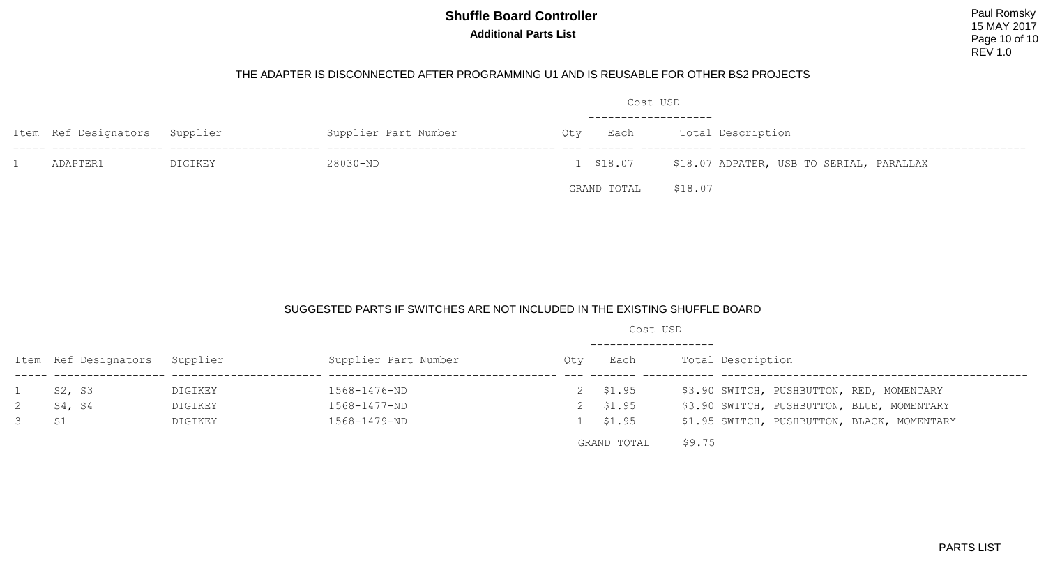# Shuffle Board Controller

## Additional Parts List

THE ADAPTER IS DISCONNECTED AFTER PROGRAMMING U1 AND IS REUSABLE FOR OTHER BS2 PROJECTS

| Item | Ref Designators | Supplier | Supplier Part Number | Qty | Cost USD Each | Cost USD Total | Description |
|---|---|---|---|---|---|---|---|
| 1 | ADAPTER1 | DIGIKEY | 28030-ND | 1 | $18.07 | $18.07 | ADPATER, USB TO SERIAL, PARALLAX |
| | | | | | GRAND TOTAL | $18.07 | |

SUGGESTED PARTS IF SWITCHES ARE NOT INCLUDED IN THE EXISTING SHUFFLE BOARD

| Item | Ref Designators | Supplier | Supplier Part Number | Qty | Cost USD Each | Cost USD Total | Description |
|---|---|---|---|---|---|---|---|
| 1 | S2, S3 | DIGIKEY | 1568-1476-ND | 2 | $1.95 | $3.90 | SWITCH, PUSHBUTTON, RED, MOMENTARY |
| 2 | S4, S4 | DIGIKEY | 1568-1477-ND | 2 | $1.95 | $3.90 | SWITCH, PUSHBUTTON, BLUE, MOMENTARY |
| 3 | S1 | DIGIKEY | 1568-1479-ND | 1 | $1.95 | $1.95 | SWITCH, PUSHBUTTON, BLACK, MOMENTARY |
| | | | | | GRAND TOTAL | $9.75 | |

PARTS LIST